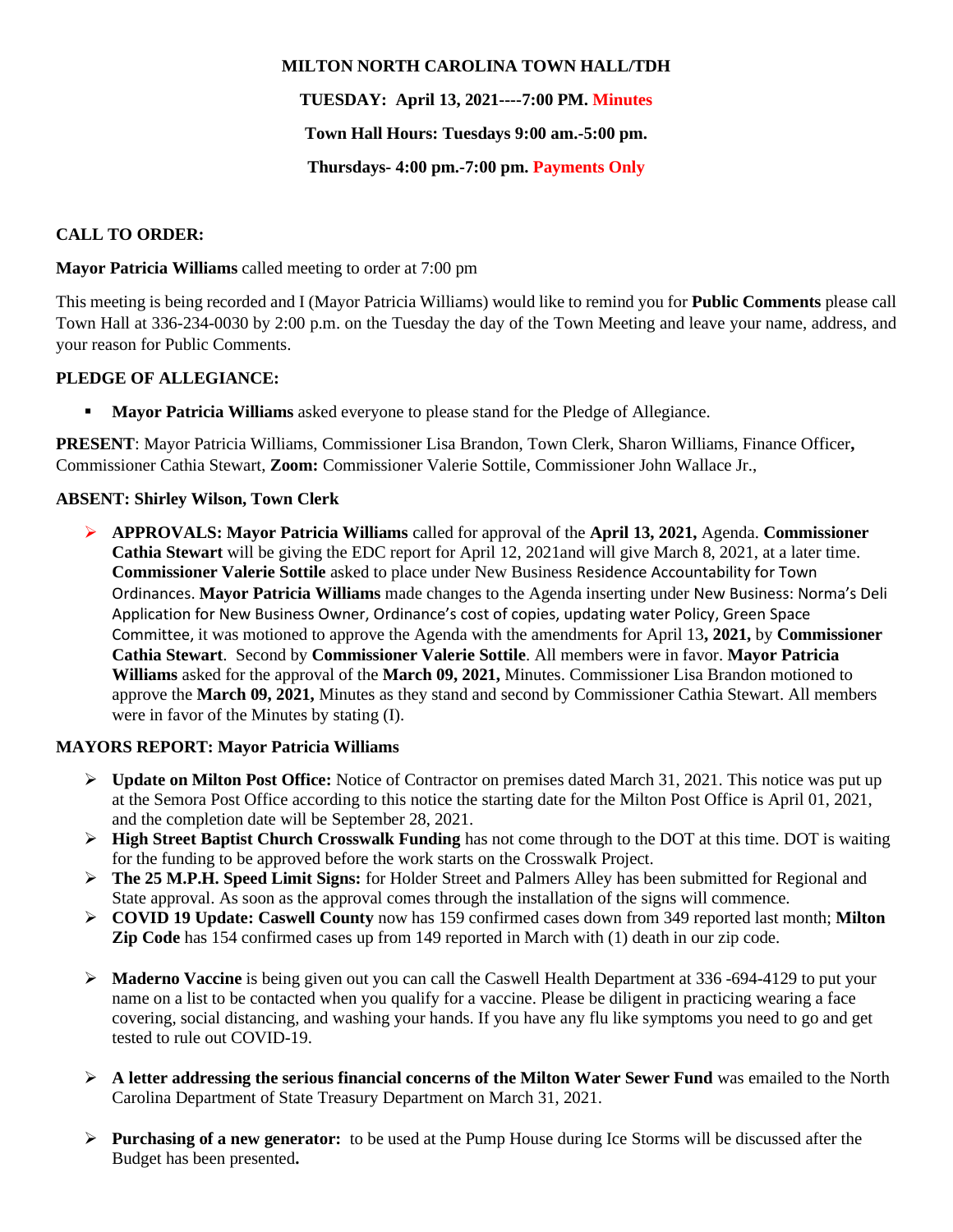**MILTON NORTH CAROLINA TOWN HALL/TDH**

**TUESDAY: April 13, 2021----7:00 PM. Minutes**

**Town Hall Hours: Tuesdays 9:00 am.-5:00 pm.**

**Thursdays- 4:00 pm.-7:00 pm. Payments Only**

**CALL TO ORDER:**

**Mayor Patricia Williams** called meeting to order at 7:00 pm

This meeting is being recorded and I (Mayor Patricia Williams) would like to remind you for **Public Comments** please call Town Hall at 336-234-0030 by 2:00 p.m. on the Tuesday the day of the Town Meeting and leave your name, address, and your reason for Public Comments.

**PLEDGE OF ALLEGIANCE:**

- **Mayor Patricia Williams** asked everyone to please stand for the Pledge of Allegiance.

**PRESENT**: Mayor Patricia Williams, Commissioner Lisa Brandon, Town Clerk, Sharon Williams, Finance Officer**,** Commissioner Cathia Stewart, **Zoom:** Commissioner Valerie Sottile, Commissioner John Wallace Jr.,

**ABSENT: Shirley Wilson, Town Clerk**

- **APPROVALS: Mayor Patricia Williams** called for approval of the **April 13, 2021,** Agenda. **Commissioner Cathia Stewart** will be giving the EDC report for April 12, 2021and will give March 8, 2021, at a later time. **Commissioner Valerie Sottile** asked to place under New Business Residence Accountability for Town Ordinances. **Mayor Patricia Williams** made changes to the Agenda inserting under New Business: Norma's Deli Application for New Business Owner, Ordinance's cost of copies, updating water Policy, Green Space Committee, it was motioned to approve the Agenda with the amendments for April 13**, 2021,** by **Commissioner Cathia Stewart**. Second by **Commissioner Valerie Sottile**. All members were in favor. **Mayor Patricia Williams** asked for the approval of the **March 09, 2021,** Minutes. Commissioner Lisa Brandon motioned to approve the **March 09, 2021,** Minutes as they stand and second by Commissioner Cathia Stewart. All members were in favor of the Minutes by stating (I).

**MAYORS REPORT: Mayor Patricia Williams**

- **Update on Milton Post Office:** Notice of Contractor on premises dated March 31, 2021. This notice was put up at the Semora Post Office according to this notice the starting date for the Milton Post Office is April 01, 2021, and the completion date will be September 28, 2021.
- **High Street Baptist Church Crosswalk Funding** has not come through to the DOT at this time. DOT is waiting for the funding to be approved before the work starts on the Crosswalk Project.
- **The 25 M.P.H. Speed Limit Signs:** for Holder Street and Palmers Alley has been submitted for Regional and State approval. As soon as the approval comes through the installation of the signs will commence.
- **COVID 19 Update: Caswell County** now has 159 confirmed cases down from 349 reported last month; **Milton Zip Code** has 154 confirmed cases up from 149 reported in March with (1) death in our zip code.
- **Maderno Vaccine** is being given out you can call the Caswell Health Department at 336 -694-4129 to put your name on a list to be contacted when you qualify for a vaccine. Please be diligent in practicing wearing a face covering, social distancing, and washing your hands. If you have any flu like symptoms you need to go and get tested to rule out COVID-19.
- **A letter addressing the serious financial concerns of the Milton Water Sewer Fund** was emailed to the North Carolina Department of State Treasury Department on March 31, 2021.
- **Purchasing of a new generator:** to be used at the Pump House during Ice Storms will be discussed after the Budget has been presented**.**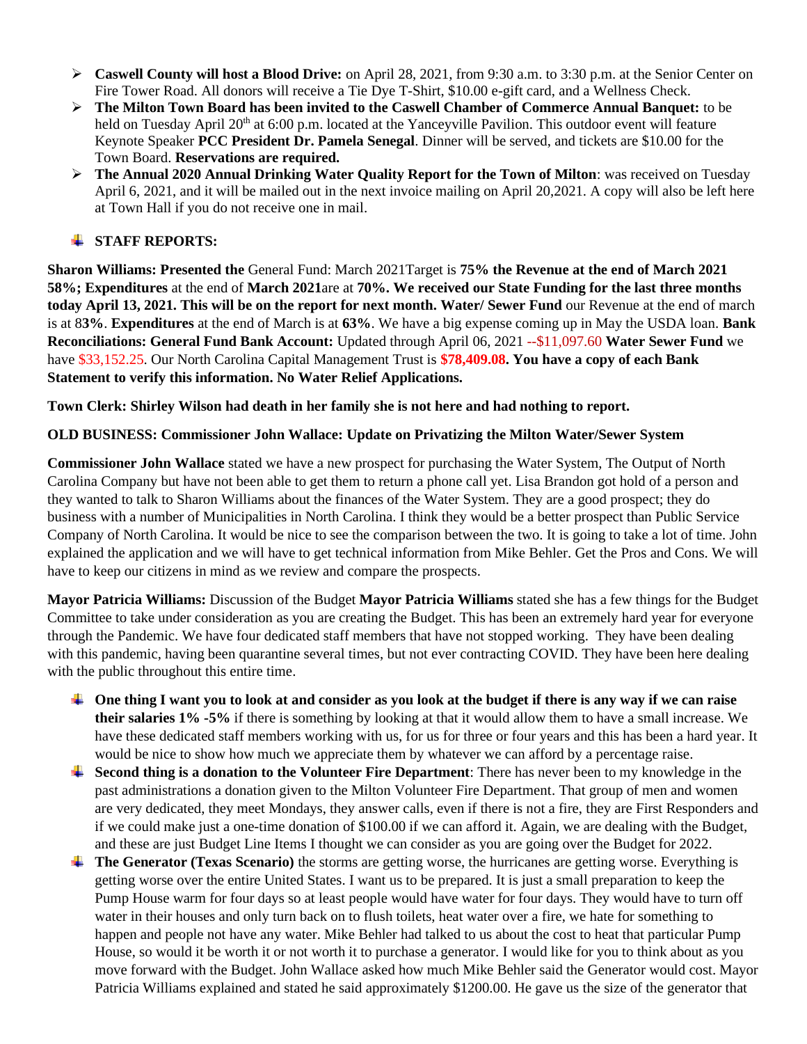- **Caswell County will host a Blood Drive:** on April 28, 2021, from 9:30 a.m. to 3:30 p.m. at the Senior Center on Fire Tower Road. All donors will receive a Tie Dye T-Shirt, $10.00 e-gift card, and a Wellness Check.
- **The Milton Town Board has been invited to the Caswell Chamber of Commerce Annual Banquet:** to be held on Tuesday April 20th at 6:00 p.m. located at the Yanceyville Pavilion. This outdoor event will feature Keynote Speaker **PCC President Dr. Pamela Senegal**. Dinner will be served, and tickets are $10.00 for the Town Board. **Reservations are required.**
- **The Annual 2020 Annual Drinking Water Quality Report for the Town of Milton**: was received on Tuesday April 6, 2021, and it will be mailed out in the next invoice mailing on April 20,2021. A copy will also be left here at Town Hall if you do not receive one in mail.

- **STAFF REPORTS:**

**Sharon Williams: Presented the** General Fund: March 2021Target is **75% the Revenue at the end of March 2021 58%; Expenditures** at the end of **March 2021**are at **70%. We received our State Funding for the last three months today April 13, 2021. This will be on the report for next month. Water/ Sewer Fund** our Revenue at the end of march is at 8**3%**. **Expenditures** at the end of March is at **63%**. We have a big expense coming up in May the USDA loan. **Bank Reconciliations: General Fund Bank Account:** Updated through April 06, 2021 --$11,097.60 **Water Sewer Fund** we have $33,152.25. Our North Carolina Capital Management Trust is **$78,409.08. You have a copy of each Bank Statement to verify this information. No Water Relief Applications.**

**Town Clerk: Shirley Wilson had death in her family she is not here and had nothing to report.**

**OLD BUSINESS: Commissioner John Wallace: Update on Privatizing the Milton Water/Sewer System**

**Commissioner John Wallace** stated we have a new prospect for purchasing the Water System, The Output of North Carolina Company but have not been able to get them to return a phone call yet. Lisa Brandon got hold of a person and they wanted to talk to Sharon Williams about the finances of the Water System. They are a good prospect; they do business with a number of Municipalities in North Carolina. I think they would be a better prospect than Public Service Company of North Carolina. It would be nice to see the comparison between the two. It is going to take a lot of time. John explained the application and we will have to get technical information from Mike Behler. Get the Pros and Cons. We will have to keep our citizens in mind as we review and compare the prospects.

**Mayor Patricia Williams:** Discussion of the Budget **Mayor Patricia Williams** stated she has a few things for the Budget Committee to take under consideration as you are creating the Budget. This has been an extremely hard year for everyone through the Pandemic. We have four dedicated staff members that have not stopped working. They have been dealing with this pandemic, having been quarantine several times, but not ever contracting COVID. They have been here dealing with the public throughout this entire time.

- **One thing I want you to look at and consider as you look at the budget if there is any way if we can raise their salaries 1% -5%** if there is something by looking at that it would allow them to have a small increase. We have these dedicated staff members working with us, for us for three or four years and this has been a hard year. It would be nice to show how much we appreciate them by whatever we can afford by a percentage raise.
- **Second thing is a donation to the Volunteer Fire Department**: There has never been to my knowledge in the past administrations a donation given to the Milton Volunteer Fire Department. That group of men and women are very dedicated, they meet Mondays, they answer calls, even if there is not a fire, they are First Responders and if we could make just a one-time donation of $100.00 if we can afford it. Again, we are dealing with the Budget, and these are just Budget Line Items I thought we can consider as you are going over the Budget for 2022.
- **The Generator (Texas Scenario)** the storms are getting worse, the hurricanes are getting worse. Everything is getting worse over the entire United States. I want us to be prepared. It is just a small preparation to keep the Pump House warm for four days so at least people would have water for four days. They would have to turn off water in their houses and only turn back on to flush toilets, heat water over a fire, we hate for something to happen and people not have any water. Mike Behler had talked to us about the cost to heat that particular Pump House, so would it be worth it or not worth it to purchase a generator. I would like for you to think about as you move forward with the Budget. John Wallace asked how much Mike Behler said the Generator would cost. Mayor Patricia Williams explained and stated he said approximately $1200.00. He gave us the size of the generator that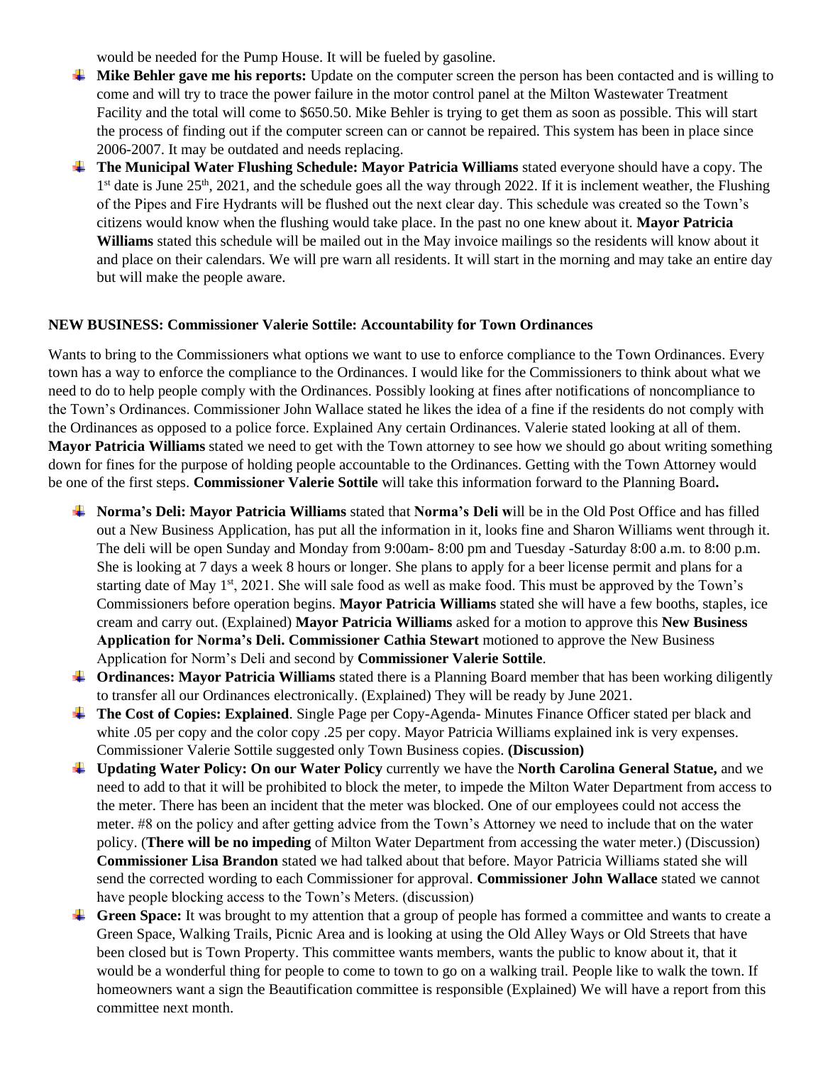would be needed for the Pump House. It will be fueled by gasoline.

- **Mike Behler gave me his reports:** Update on the computer screen the person has been contacted and is willing to come and will try to trace the power failure in the motor control panel at the Milton Wastewater Treatment Facility and the total will come to $650.50. Mike Behler is trying to get them as soon as possible. This will start the process of finding out if the computer screen can or cannot be repaired. This system has been in place since 2006-2007. It may be outdated and needs replacing.
- **The Municipal Water Flushing Schedule: Mayor Patricia Williams** stated everyone should have a copy. The 1st date is June 25th, 2021, and the schedule goes all the way through 2022. If it is inclement weather, the Flushing of the Pipes and Fire Hydrants will be flushed out the next clear day. This schedule was created so the Town's citizens would know when the flushing would take place. In the past no one knew about it. **Mayor Patricia Williams** stated this schedule will be mailed out in the May invoice mailings so the residents will know about it and place on their calendars. We will pre warn all residents. It will start in the morning and may take an entire day but will make the people aware.

**NEW BUSINESS: Commissioner Valerie Sottile: Accountability for Town Ordinances**

Wants to bring to the Commissioners what options we want to use to enforce compliance to the Town Ordinances. Every town has a way to enforce the compliance to the Ordinances. I would like for the Commissioners to think about what we need to do to help people comply with the Ordinances. Possibly looking at fines after notifications of noncompliance to the Town's Ordinances. Commissioner John Wallace stated he likes the idea of a fine if the residents do not comply with the Ordinances as opposed to a police force. Explained Any certain Ordinances. Valerie stated looking at all of them. **Mayor Patricia Williams** stated we need to get with the Town attorney to see how we should go about writing something down for fines for the purpose of holding people accountable to the Ordinances. Getting with the Town Attorney would be one of the first steps. **Commissioner Valerie Sottile** will take this information forward to the Planning Board**.**

- **Norma's Deli: Mayor Patricia Williams** stated that **Norma's Deli w**ill be in the Old Post Office and has filled out a New Business Application, has put all the information in it, looks fine and Sharon Williams went through it. The deli will be open Sunday and Monday from 9:00am- 8:00 pm and Tuesday -Saturday 8:00 a.m. to 8:00 p.m. She is looking at 7 days a week 8 hours or longer. She plans to apply for a beer license permit and plans for a starting date of May 1st, 2021. She will sale food as well as make food. This must be approved by the Town's Commissioners before operation begins. **Mayor Patricia Williams** stated she will have a few booths, staples, ice cream and carry out. (Explained) **Mayor Patricia Williams** asked for a motion to approve this **New Business Application for Norma's Deli. Commissioner Cathia Stewart** motioned to approve the New Business Application for Norm's Deli and second by **Commissioner Valerie Sottile**.
- **Ordinances: Mayor Patricia Williams** stated there is a Planning Board member that has been working diligently to transfer all our Ordinances electronically. (Explained) They will be ready by June 2021.
- **The Cost of Copies: Explained**. Single Page per Copy-Agenda- Minutes Finance Officer stated per black and white .05 per copy and the color copy .25 per copy. Mayor Patricia Williams explained ink is very expenses. Commissioner Valerie Sottile suggested only Town Business copies. **(Discussion)**
- **Updating Water Policy: On our Water Policy** currently we have the **North Carolina General Statue,** and we need to add to that it will be prohibited to block the meter, to impede the Milton Water Department from access to the meter. There has been an incident that the meter was blocked. One of our employees could not access the meter. #8 on the policy and after getting advice from the Town's Attorney we need to include that on the water policy. (**There will be no impeding** of Milton Water Department from accessing the water meter.) (Discussion) **Commissioner Lisa Brandon** stated we had talked about that before. Mayor Patricia Williams stated she will send the corrected wording to each Commissioner for approval. **Commissioner John Wallace** stated we cannot have people blocking access to the Town's Meters. (discussion)
- **Green Space:** It was brought to my attention that a group of people has formed a committee and wants to create a Green Space, Walking Trails, Picnic Area and is looking at using the Old Alley Ways or Old Streets that have been closed but is Town Property. This committee wants members, wants the public to know about it, that it would be a wonderful thing for people to come to town to go on a walking trail. People like to walk the town. If homeowners want a sign the Beautification committee is responsible (Explained) We will have a report from this committee next month.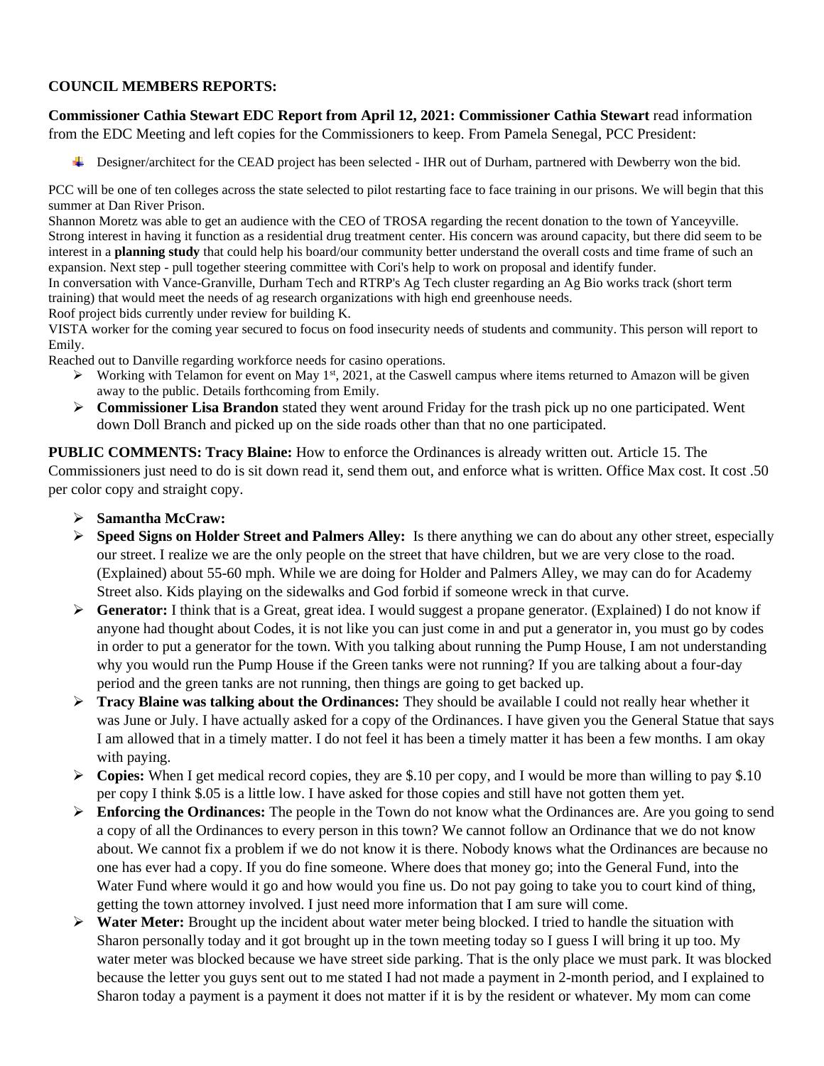**COUNCIL MEMBERS REPORTS:**

**Commissioner Cathia Stewart EDC Report from April 12, 2021: Commissioner Cathia Stewart** read information from the EDC Meeting and left copies for the Commissioners to keep. From Pamela Senegal, PCC President:

- Designer/architect for the CEAD project has been selected - IHR out of Durham, partnered with Dewberry won the bid.

PCC will be one of ten colleges across the state selected to pilot restarting face to face training in our prisons. We will begin that this summer at Dan River Prison.
Shannon Moretz was able to get an audience with the CEO of TROSA regarding the recent donation to the town of Yanceyville. Strong interest in having it function as a residential drug treatment center. His concern was around capacity, but there did seem to be interest in a **planning study** that could help his board/our community better understand the overall costs and time frame of such an expansion. Next step - pull together steering committee with Cori's help to work on proposal and identify funder.
In conversation with Vance-Granville, Durham Tech and RTRP's Ag Tech cluster regarding an Ag Bio works track (short term training) that would meet the needs of ag research organizations with high end greenhouse needs.
Roof project bids currently under review for building K.
VISTA worker for the coming year secured to focus on food insecurity needs of students and community. This person will report to Emily.
Reached out to Danville regarding workforce needs for casino operations.

- Working with Telamon for event on May 1st, 2021, at the Caswell campus where items returned to Amazon will be given away to the public. Details forthcoming from Emily.
- **Commissioner Lisa Brandon** stated they went around Friday for the trash pick up no one participated. Went down Doll Branch and picked up on the side roads other than that no one participated.

**PUBLIC COMMENTS: Tracy Blaine:** How to enforce the Ordinances is already written out. Article 15. The Commissioners just need to do is sit down read it, send them out, and enforce what is written. Office Max cost. It cost .50 per color copy and straight copy.

- **Samantha McCraw:**
- **Speed Signs on Holder Street and Palmers Alley:** Is there anything we can do about any other street, especially our street. I realize we are the only people on the street that have children, but we are very close to the road. (Explained) about 55-60 mph. While we are doing for Holder and Palmers Alley, we may can do for Academy Street also. Kids playing on the sidewalks and God forbid if someone wreck in that curve.
- **Generator:** I think that is a Great, great idea. I would suggest a propane generator. (Explained) I do not know if anyone had thought about Codes, it is not like you can just come in and put a generator in, you must go by codes in order to put a generator for the town. With you talking about running the Pump House, I am not understanding why you would run the Pump House if the Green tanks were not running? If you are talking about a four-day period and the green tanks are not running, then things are going to get backed up.
- **Tracy Blaine was talking about the Ordinances:** They should be available I could not really hear whether it was June or July. I have actually asked for a copy of the Ordinances. I have given you the General Statue that says I am allowed that in a timely matter. I do not feel it has been a timely matter it has been a few months. I am okay with paying.
- **Copies:** When I get medical record copies, they are $.10 per copy, and I would be more than willing to pay $.10 per copy I think $.05 is a little low. I have asked for those copies and still have not gotten them yet.
- **Enforcing the Ordinances:** The people in the Town do not know what the Ordinances are. Are you going to send a copy of all the Ordinances to every person in this town? We cannot follow an Ordinance that we do not know about. We cannot fix a problem if we do not know it is there. Nobody knows what the Ordinances are because no one has ever had a copy. If you do fine someone. Where does that money go; into the General Fund, into the Water Fund where would it go and how would you fine us. Do not pay going to take you to court kind of thing, getting the town attorney involved. I just need more information that I am sure will come.
- **Water Meter:** Brought up the incident about water meter being blocked. I tried to handle the situation with Sharon personally today and it got brought up in the town meeting today so I guess I will bring it up too. My water meter was blocked because we have street side parking. That is the only place we must park. It was blocked because the letter you guys sent out to me stated I had not made a payment in 2-month period, and I explained to Sharon today a payment is a payment it does not matter if it is by the resident or whatever. My mom can come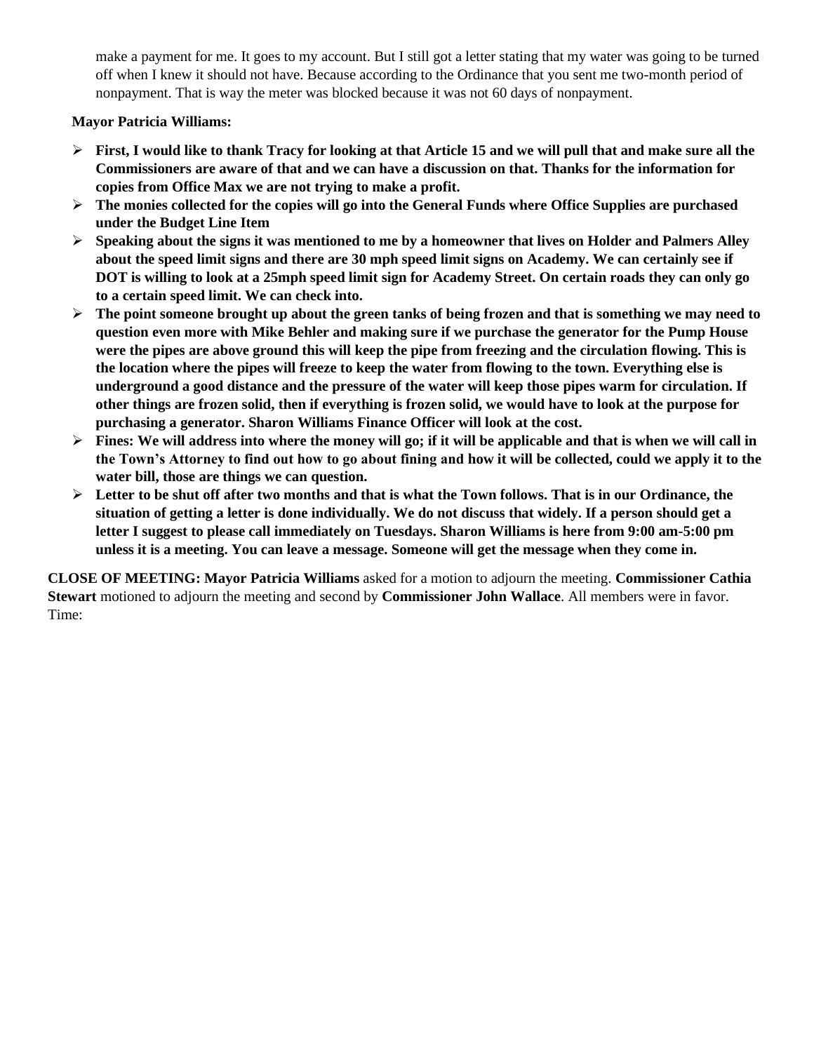make a payment for me. It goes to my account. But I still got a letter stating that my water was going to be turned off when I knew it should not have. Because according to the Ordinance that you sent me two-month period of nonpayment. That is way the meter was blocked because it was not 60 days of nonpayment.

**Mayor Patricia Williams:**

- **First, I would like to thank Tracy for looking at that Article 15 and we will pull that and make sure all the Commissioners are aware of that and we can have a discussion on that. Thanks for the information for copies from Office Max we are not trying to make a profit.**
- **The monies collected for the copies will go into the General Funds where Office Supplies are purchased under the Budget Line Item**
- **Speaking about the signs it was mentioned to me by a homeowner that lives on Holder and Palmers Alley about the speed limit signs and there are 30 mph speed limit signs on Academy. We can certainly see if DOT is willing to look at a 25mph speed limit sign for Academy Street. On certain roads they can only go to a certain speed limit. We can check into.**
- **The point someone brought up about the green tanks of being frozen and that is something we may need to question even more with Mike Behler and making sure if we purchase the generator for the Pump House were the pipes are above ground this will keep the pipe from freezing and the circulation flowing. This is the location where the pipes will freeze to keep the water from flowing to the town. Everything else is underground a good distance and the pressure of the water will keep those pipes warm for circulation. If other things are frozen solid, then if everything is frozen solid, we would have to look at the purpose for purchasing a generator. Sharon Williams Finance Officer will look at the cost.**
- **Fines: We will address into where the money will go; if it will be applicable and that is when we will call in the Town's Attorney to find out how to go about fining and how it will be collected, could we apply it to the water bill, those are things we can question.**
- **Letter to be shut off after two months and that is what the Town follows. That is in our Ordinance, the situation of getting a letter is done individually. We do not discuss that widely. If a person should get a letter I suggest to please call immediately on Tuesdays. Sharon Williams is here from 9:00 am-5:00 pm unless it is a meeting. You can leave a message. Someone will get the message when they come in.**

**CLOSE OF MEETING: Mayor Patricia Williams** asked for a motion to adjourn the meeting. **Commissioner Cathia Stewart** motioned to adjourn the meeting and second by **Commissioner John Wallace**. All members were in favor. Time: